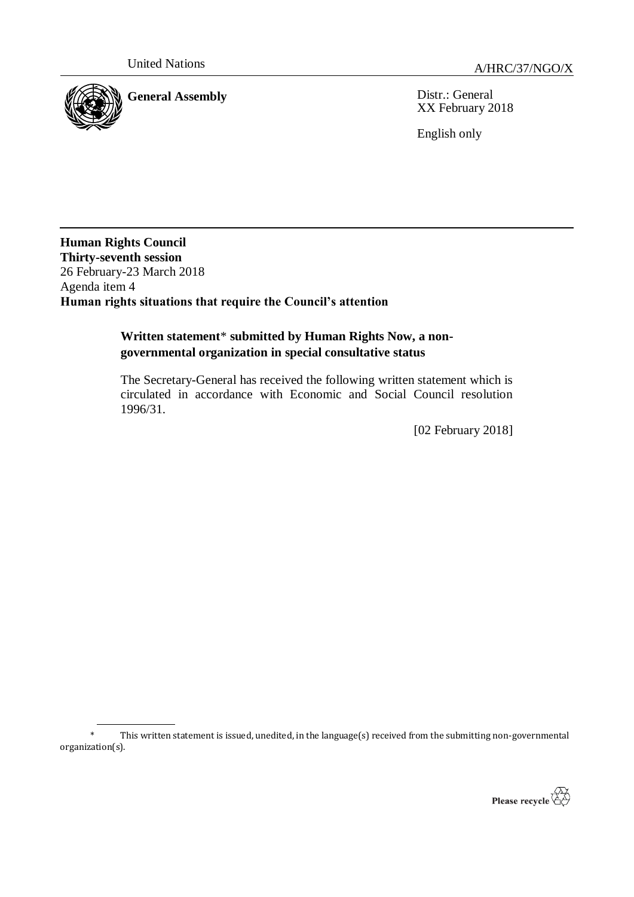United Nations

A/HRC/37/NGO/X

**General Assembly**

Distr.: General
XX February 2018

English only

**Human Rights Council**
**Thirty-seventh session**
26 February-23 March 2018
Agenda item 4
**Human rights situations that require the Council's attention**

**Written statement* submitted by Human Rights Now, a non-governmental organization in special consultative status**

The Secretary-General has received the following written statement which is circulated in accordance with Economic and Social Council resolution 1996/31.

[02 February 2018]

\* This written statement is issued, unedited, in the language(s) received from the submitting non-governmental organization(s).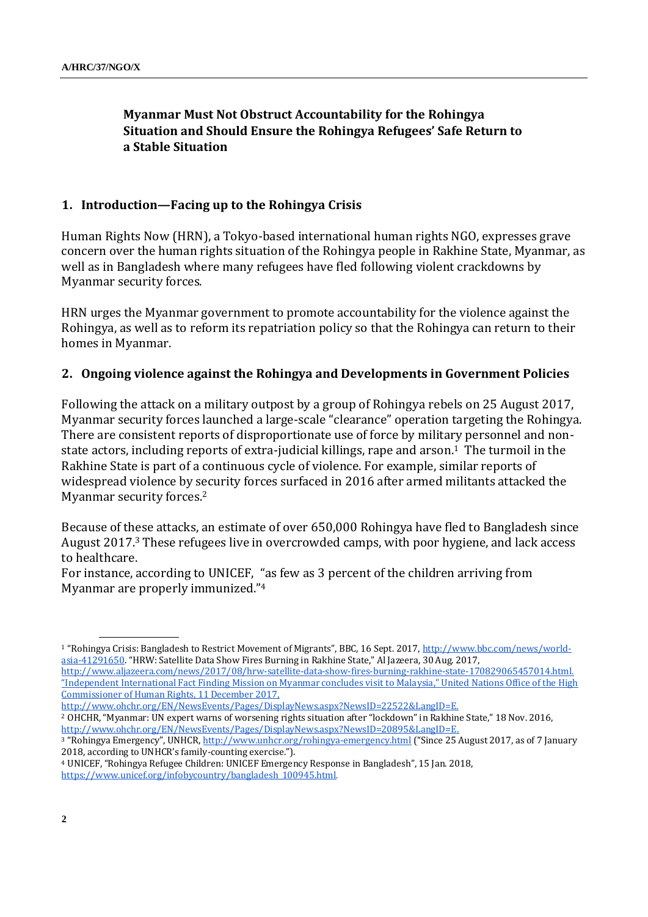**Myanmar Must Not Obstruct Accountability for the Rohingya Situation and Should Ensure the Rohingya Refugees' Safe Return to a Stable Situation**

## 1. Introduction—Facing up to the Rohingya Crisis

Human Rights Now (HRN), a Tokyo-based international human rights NGO, expresses grave concern over the human rights situation of the Rohingya people in Rakhine State, Myanmar, as well as in Bangladesh where many refugees have fled following violent crackdowns by Myanmar security forces.

HRN urges the Myanmar government to promote accountability for the violence against the Rohingya, as well as to reform its repatriation policy so that the Rohingya can return to their homes in Myanmar.

## 2. Ongoing violence against the Rohingya and Developments in Government Policies

Following the attack on a military outpost by a group of Rohingya rebels on 25 August 2017, Myanmar security forces launched a large-scale "clearance" operation targeting the Rohingya. There are consistent reports of disproportionate use of force by military personnel and non-state actors, including reports of extra-judicial killings, rape and arson.[1] The turmoil in the Rakhine State is part of a continuous cycle of violence. For example, similar reports of widespread violence by security forces surfaced in 2016 after armed militants attacked the Myanmar security forces.[2]

Because of these attacks, an estimate of over 650,000 Rohingya have fled to Bangladesh since August 2017.[3] These refugees live in overcrowded camps, with poor hygiene, and lack access to healthcare.

For instance, according to UNICEF, "as few as 3 percent of the children arriving from Myanmar are properly immunized."[4]

---

[1] "Rohingya Crisis: Bangladesh to Restrict Movement of Migrants", BBC, 16 Sept. 2017, http://www.bbc.com/news/world-asia-41291650. "HRW: Satellite Data Show Fires Burning in Rakhine State," Al Jazeera, 30 Aug. 2017, http://www.aljazeera.com/news/2017/08/hrw-satellite-data-show-fires-burning-rakhine-state-170829065457014.html. "Independent International Fact Finding Mission on Myanmar concludes visit to Malaysia," United Nations Office of the High Commissioner of Human Rights, 11 December 2017, http://www.ohchr.org/EN/NewsEvents/Pages/DisplayNews.aspx?NewsID=22522&LangID=E.

[2] OHCHR, "Myanmar: UN expert warns of worsening rights situation after "lockdown" in Rakhine State," 18 Nov. 2016, http://www.ohchr.org/EN/NewsEvents/Pages/DisplayNews.aspx?NewsID=20895&LangID=E.

[3] "Rohingya Emergency", UNHCR, http://www.unhcr.org/rohingya-emergency.html ("Since 25 August 2017, as of 7 January 2018, according to UNHCR's family-counting exercise.").

[4] UNICEF, "Rohingya Refugee Children: UNICEF Emergency Response in Bangladesh", 15 Jan. 2018, https://www.unicef.org/infobycountry/bangladesh_100945.html.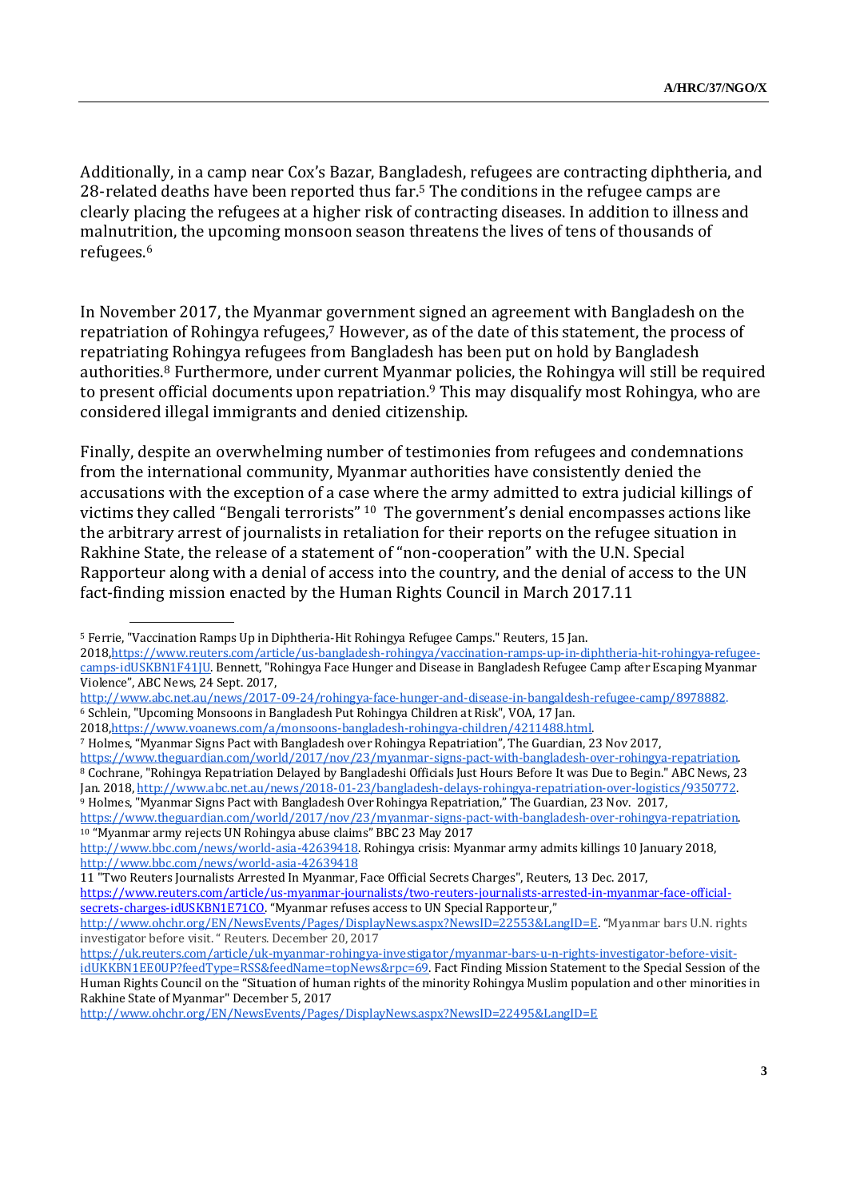Additionally, in a camp near Cox's Bazar, Bangladesh, refugees are contracting diphtheria, and 28-related deaths have been reported thus far.[5] The conditions in the refugee camps are clearly placing the refugees at a higher risk of contracting diseases. In addition to illness and malnutrition, the upcoming monsoon season threatens the lives of tens of thousands of refugees.[6]

In November 2017, the Myanmar government signed an agreement with Bangladesh on the repatriation of Rohingya refugees,[7] However, as of the date of this statement, the process of repatriating Rohingya refugees from Bangladesh has been put on hold by Bangladesh authorities.[8] Furthermore, under current Myanmar policies, the Rohingya will still be required to present official documents upon repatriation.[9] This may disqualify most Rohingya, who are considered illegal immigrants and denied citizenship.

Finally, despite an overwhelming number of testimonies from refugees and condemnations from the international community, Myanmar authorities have consistently denied the accusations with the exception of a case where the army admitted to extra judicial killings of victims they called "Bengali terrorists" [10] The government's denial encompasses actions like the arbitrary arrest of journalists in retaliation for their reports on the refugee situation in Rakhine State, the release of a statement of "non-cooperation" with the U.N. Special Rapporteur along with a denial of access into the country, and the denial of access to the UN fact-finding mission enacted by the Human Rights Council in March 2017.11

---

[5] Ferrie, "Vaccination Ramps Up in Diphtheria-Hit Rohingya Refugee Camps." Reuters, 15 Jan. 2018,https://www.reuters.com/article/us-bangladesh-rohingya/vaccination-ramps-up-in-diphtheria-hit-rohingya-refugee-camps-idUSKBN1F41JU. Bennett, "Rohingya Face Hunger and Disease in Bangladesh Refugee Camp after Escaping Myanmar Violence", ABC News, 24 Sept. 2017, http://www.abc.net.au/news/2017-09-24/rohingya-face-hunger-and-disease-in-bangaldesh-refugee-camp/8978882.

[6] Schlein, "Upcoming Monsoons in Bangladesh Put Rohingya Children at Risk", VOA, 17 Jan. 2018,https://www.voanews.com/a/monsoons-bangladesh-rohingya-children/4211488.html.

[7] Holmes, "Myanmar Signs Pact with Bangladesh over Rohingya Repatriation", The Guardian, 23 Nov 2017, https://www.theguardian.com/world/2017/nov/23/myanmar-signs-pact-with-bangladesh-over-rohingya-repatriation.

[8] Cochrane, "Rohingya Repatriation Delayed by Bangladeshi Officials Just Hours Before It was Due to Begin." ABC News, 23 Jan. 2018, http://www.abc.net.au/news/2018-01-23/bangladesh-delays-rohingya-repatriation-over-logistics/9350772.

[9] Holmes, "Myanmar Signs Pact with Bangladesh Over Rohingya Repatriation," The Guardian, 23 Nov. 2017, https://www.theguardian.com/world/2017/nov/23/myanmar-signs-pact-with-bangladesh-over-rohingya-repatriation.

[10] "Myanmar army rejects UN Rohingya abuse claims" BBC 23 May 2017 http://www.bbc.com/news/world-asia-42639418. Rohingya crisis: Myanmar army admits killings 10 January 2018, http://www.bbc.com/news/world-asia-42639418

11 "Two Reuters Journalists Arrested In Myanmar, Face Official Secrets Charges", Reuters, 13 Dec. 2017, https://www.reuters.com/article/us-myanmar-journalists/two-reuters-journalists-arrested-in-myanmar-face-official-secrets-charges-idUSKBN1E71CO. "Myanmar refuses access to UN Special Rapporteur," http://www.ohchr.org/EN/NewsEvents/Pages/DisplayNews.aspx?NewsID=22553&LangID=E. "Myanmar bars U.N. rights investigator before visit. " Reuters. December 20, 2017 https://uk.reuters.com/article/uk-myanmar-rohingya-investigator/myanmar-bars-u-n-rights-investigator-before-visit-idUKKBN1EE0UP?feedType=RSS&feedName=topNews&rpc=69. Fact Finding Mission Statement to the Special Session of the Human Rights Council on the "Situation of human rights of the minority Rohingya Muslim population and other minorities in Rakhine State of Myanmar" December 5, 2017 http://www.ohchr.org/EN/NewsEvents/Pages/DisplayNews.aspx?NewsID=22495&LangID=E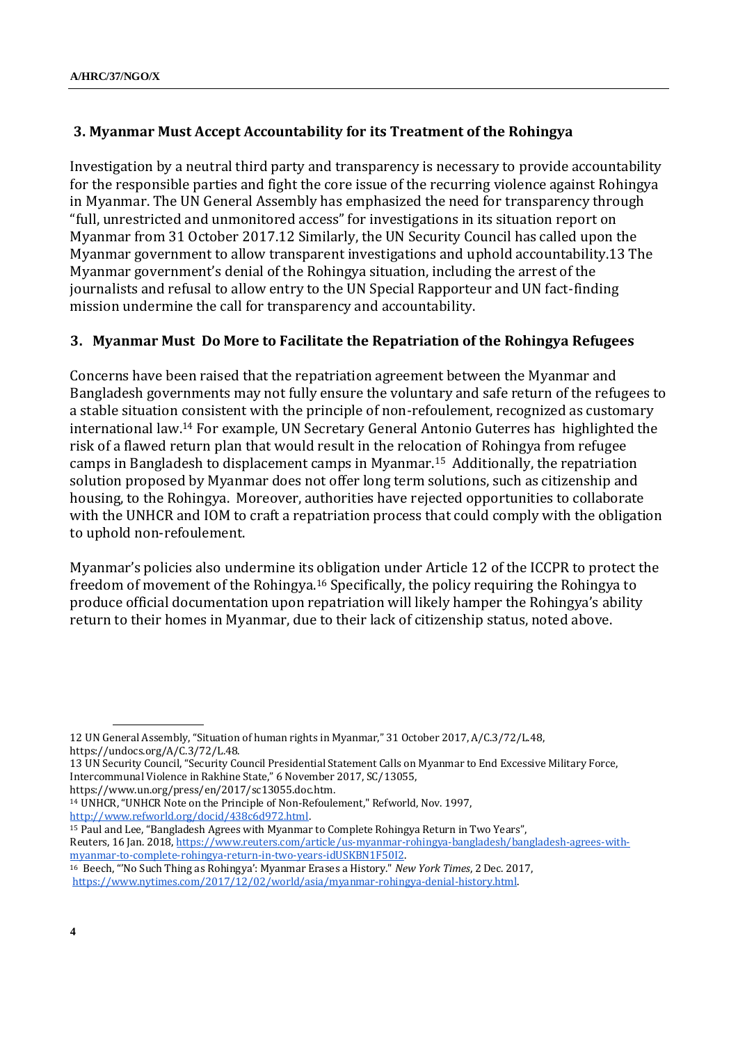### 3. Myanmar Must Accept Accountability for its Treatment of the Rohingya

Investigation by a neutral third party and transparency is necessary to provide accountability for the responsible parties and fight the core issue of the recurring violence against Rohingya in Myanmar. The UN General Assembly has emphasized the need for transparency through "full, unrestricted and unmonitored access" for investigations in its situation report on Myanmar from 31 October 2017.12 Similarly, the UN Security Council has called upon the Myanmar government to allow transparent investigations and uphold accountability.13 The Myanmar government's denial of the Rohingya situation, including the arrest of the journalists and refusal to allow entry to the UN Special Rapporteur and UN fact-finding mission undermine the call for transparency and accountability.

### 3. Myanmar Must Do More to Facilitate the Repatriation of the Rohingya Refugees

Concerns have been raised that the repatriation agreement between the Myanmar and Bangladesh governments may not fully ensure the voluntary and safe return of the refugees to a stable situation consistent with the principle of non-refoulement, recognized as customary international law.[14] For example, UN Secretary General Antonio Guterres has highlighted the risk of a flawed return plan that would result in the relocation of Rohingya from refugee camps in Bangladesh to displacement camps in Myanmar.[15] Additionally, the repatriation solution proposed by Myanmar does not offer long term solutions, such as citizenship and housing, to the Rohingya. Moreover, authorities have rejected opportunities to collaborate with the UNHCR and IOM to craft a repatriation process that could comply with the obligation to uphold non-refoulement.

Myanmar's policies also undermine its obligation under Article 12 of the ICCPR to protect the freedom of movement of the Rohingya.[16] Specifically, the policy requiring the Rohingya to produce official documentation upon repatriation will likely hamper the Rohingya's ability return to their homes in Myanmar, due to their lack of citizenship status, noted above.

---

12 UN General Assembly, "Situation of human rights in Myanmar," 31 October 2017, A/C.3/72/L.48, https://undocs.org/A/C.3/72/L.48.

13 UN Security Council, "Security Council Presidential Statement Calls on Myanmar to End Excessive Military Force, Intercommunal Violence in Rakhine State," 6 November 2017, SC/13055, https://www.un.org/press/en/2017/sc13055.doc.htm.

[14] UNHCR, "UNHCR Note on the Principle of Non-Refoulement," Refworld, Nov. 1997, http://www.refworld.org/docid/438c6d972.html.

[15] Paul and Lee, "Bangladesh Agrees with Myanmar to Complete Rohingya Return in Two Years", Reuters, 16 Jan. 2018, https://www.reuters.com/article/us-myanmar-rohingya-bangladesh/bangladesh-agrees-with-myanmar-to-complete-rohingya-return-in-two-years-idUSKBN1F50I2.

[16] Beech, "'No Such Thing as Rohingya': Myanmar Erases a History." *New York Times*, 2 Dec. 2017, https://www.nytimes.com/2017/12/02/world/asia/myanmar-rohingya-denial-history.html.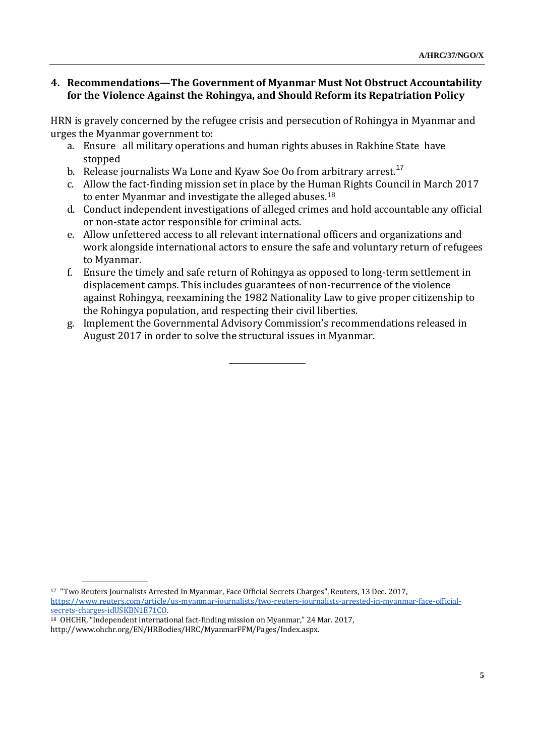## 4. Recommendations—The Government of Myanmar Must Not Obstruct Accountability for the Violence Against the Rohingya, and Should Reform its Repatriation Policy

HRN is gravely concerned by the refugee crisis and persecution of Rohingya in Myanmar and urges the Myanmar government to:

a. Ensure all military operations and human rights abuses in Rakhine State have stopped
b. Release journalists Wa Lone and Kyaw Soe Oo from arbitrary arrest.[17]
c. Allow the fact-finding mission set in place by the Human Rights Council in March 2017 to enter Myanmar and investigate the alleged abuses.[18]
d. Conduct independent investigations of alleged crimes and hold accountable any official or non-state actor responsible for criminal acts.
e. Allow unfettered access to all relevant international officers and organizations and work alongside international actors to ensure the safe and voluntary return of refugees to Myanmar.
f. Ensure the timely and safe return of Rohingya as opposed to long-term settlement in displacement camps. This includes guarantees of non-recurrence of the violence against Rohingya, reexamining the 1982 Nationality Law to give proper citizenship to the Rohingya population, and respecting their civil liberties.
g. Implement the Governmental Advisory Commission's recommendations released in August 2017 in order to solve the structural issues in Myanmar.

---

[17] "Two Reuters Journalists Arrested In Myanmar, Face Official Secrets Charges", Reuters, 13 Dec. 2017, https://www.reuters.com/article/us-myanmar-journalists/two-reuters-journalists-arrested-in-myanmar-face-official-secrets-charges-idUSKBN1E71CO.

[18] OHCHR, "Independent international fact-finding mission on Myanmar," 24 Mar. 2017, http://www.ohchr.org/EN/HRBodies/HRC/MyanmarFFM/Pages/Index.aspx.